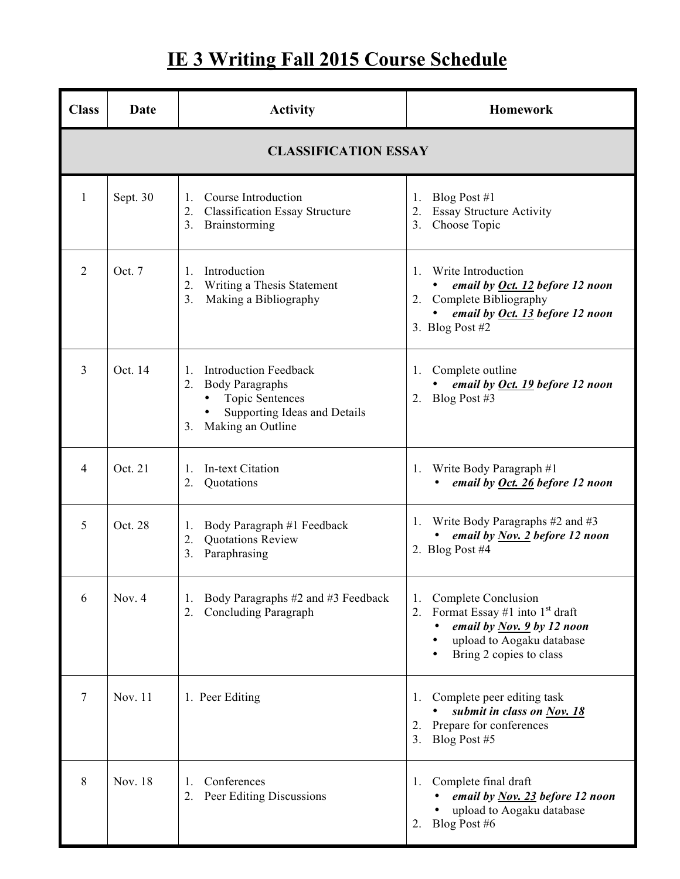# IE 3 Writing Fall 2015 Course Schedule

| Class | Date | Activity | Homework |
|---|---|---|---|
| **CLASSIFICATION ESSAY** | | | |
| 1 | Sept. 30 | 1. Course Introduction<br>2. Classification Essay Structure<br>3. Brainstorming | 1. Blog Post #1<br>2. Essay Structure Activity<br>3. Choose Topic |
| 2 | Oct. 7 | 1. Introduction<br>2. Writing a Thesis Statement<br>3. Making a Bibliography | 1. Write Introduction<br>• ***email by <u>Oct. 12</u> before 12 noon***<br>2. Complete Bibliography<br>• ***email by <u>Oct. 13</u> before 12 noon***<br>3. Blog Post #2 |
| 3 | Oct. 14 | 1. Introduction Feedback<br>2. Body Paragraphs<br>• Topic Sentences<br>• Supporting Ideas and Details<br>3. Making an Outline | 1. Complete outline<br>• ***email by <u>Oct. 19</u> before 12 noon***<br>2. Blog Post #3 |
| 4 | Oct. 21 | 1. In-text Citation<br>2. Quotations | 1. Write Body Paragraph #1<br>• ***email by <u>Oct. 26</u> before 12 noon*** |
| 5 | Oct. 28 | 1. Body Paragraph #1 Feedback<br>2. Quotations Review<br>3. Paraphrasing | 1. Write Body Paragraphs #2 and #3<br>• ***email by <u>Nov. 2</u> before 12 noon***<br>2. Blog Post #4 |
| 6 | Nov. 4 | 1. Body Paragraphs #2 and #3 Feedback<br>2. Concluding Paragraph | 1. Complete Conclusion<br>2. Format Essay #1 into 1st draft<br>• ***email by <u>Nov. 9</u> by 12 noon***<br>• upload to Aogaku database<br>• Bring 2 copies to class |
| 7 | Nov. 11 | 1. Peer Editing | 1. Complete peer editing task<br>• ***submit in class on <u>Nov. 18</u>***<br>2. Prepare for conferences<br>3. Blog Post #5 |
| 8 | Nov. 18 | 1. Conferences<br>2. Peer Editing Discussions | 1. Complete final draft<br>• ***email by <u>Nov. 23</u> before 12 noon***<br>• upload to Aogaku database<br>2. Blog Post #6 |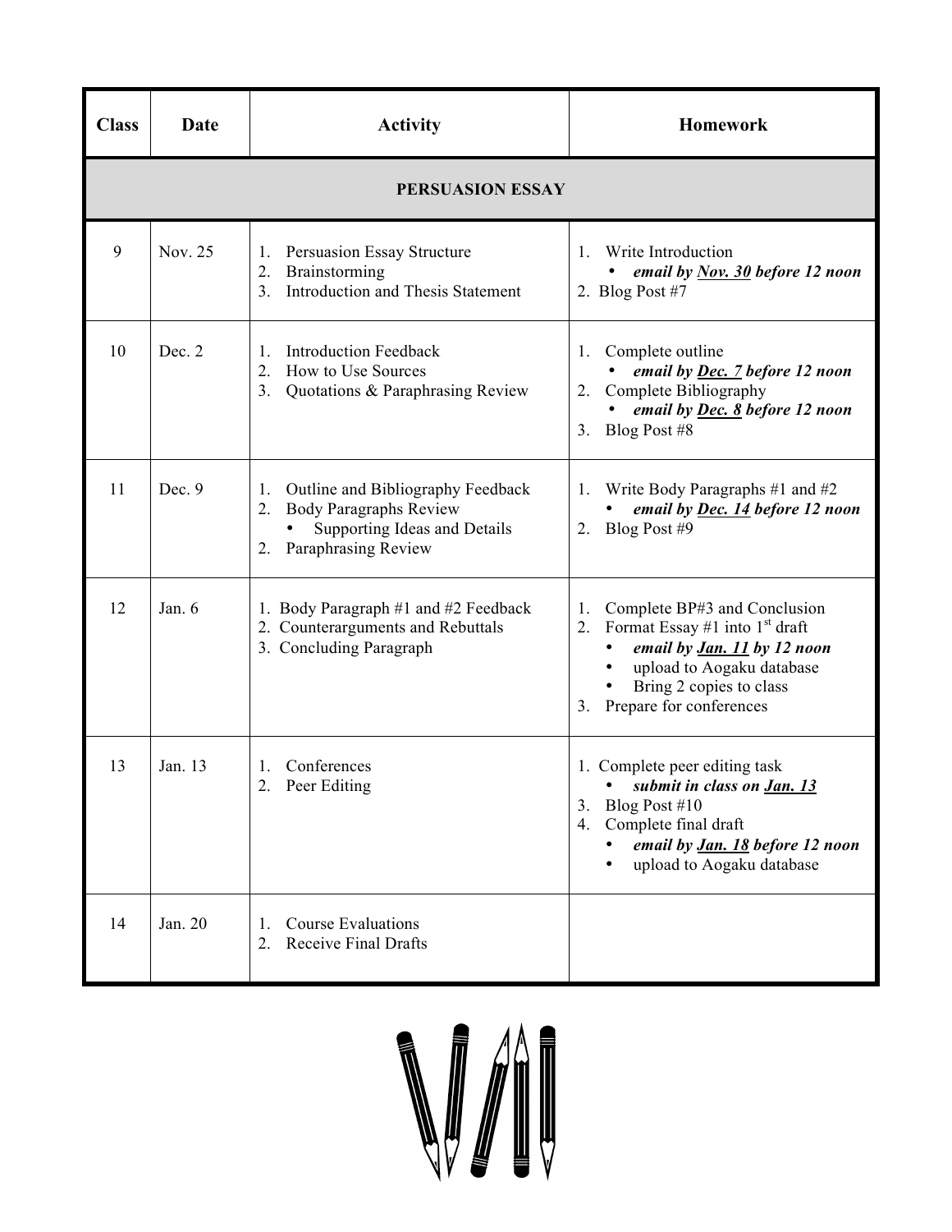| Class | Date | Activity | Homework |
|---|---|---|---|
| **PERSUASION ESSAY** | | | |
| 9 | Nov. 25 | 1. Persuasion Essay Structure<br>2. Brainstorming<br>3. Introduction and Thesis Statement | 1. Write Introduction<br>• ***email by <u>Nov. 30</u> before 12 noon***<br>2. Blog Post #7 |
| 10 | Dec. 2 | 1. Introduction Feedback<br>2. How to Use Sources<br>3. Quotations & Paraphrasing Review | 1. Complete outline<br>• ***email by <u>Dec. 7</u> before 12 noon***<br>2. Complete Bibliography<br>• ***email by <u>Dec. 8</u> before 12 noon***<br>3. Blog Post #8 |
| 11 | Dec. 9 | 1. Outline and Bibliography Feedback<br>2. Body Paragraphs Review<br>• Supporting Ideas and Details<br>2. Paraphrasing Review | 1. Write Body Paragraphs #1 and #2<br>• ***email by <u>Dec. 14</u> before 12 noon***<br>2. Blog Post #9 |
| 12 | Jan. 6 | 1. Body Paragraph #1 and #2 Feedback<br>2. Counterarguments and Rebuttals<br>3. Concluding Paragraph | 1. Complete BP#3 and Conclusion<br>2. Format Essay #1 into 1st draft<br>• ***email by <u>Jan. 11</u> by 12 noon***<br>• upload to Aogaku database<br>• Bring 2 copies to class<br>3. Prepare for conferences |
| 13 | Jan. 13 | 1. Conferences<br>2. Peer Editing | 1. Complete peer editing task<br>• ***submit in class on <u>Jan. 13</u>***<br>3. Blog Post #10<br>4. Complete final draft<br>• ***email by <u>Jan. 18</u> before 12 noon***<br>• upload to Aogaku database |
| 14 | Jan. 20 | 1. Course Evaluations<br>2. Receive Final Drafts | |